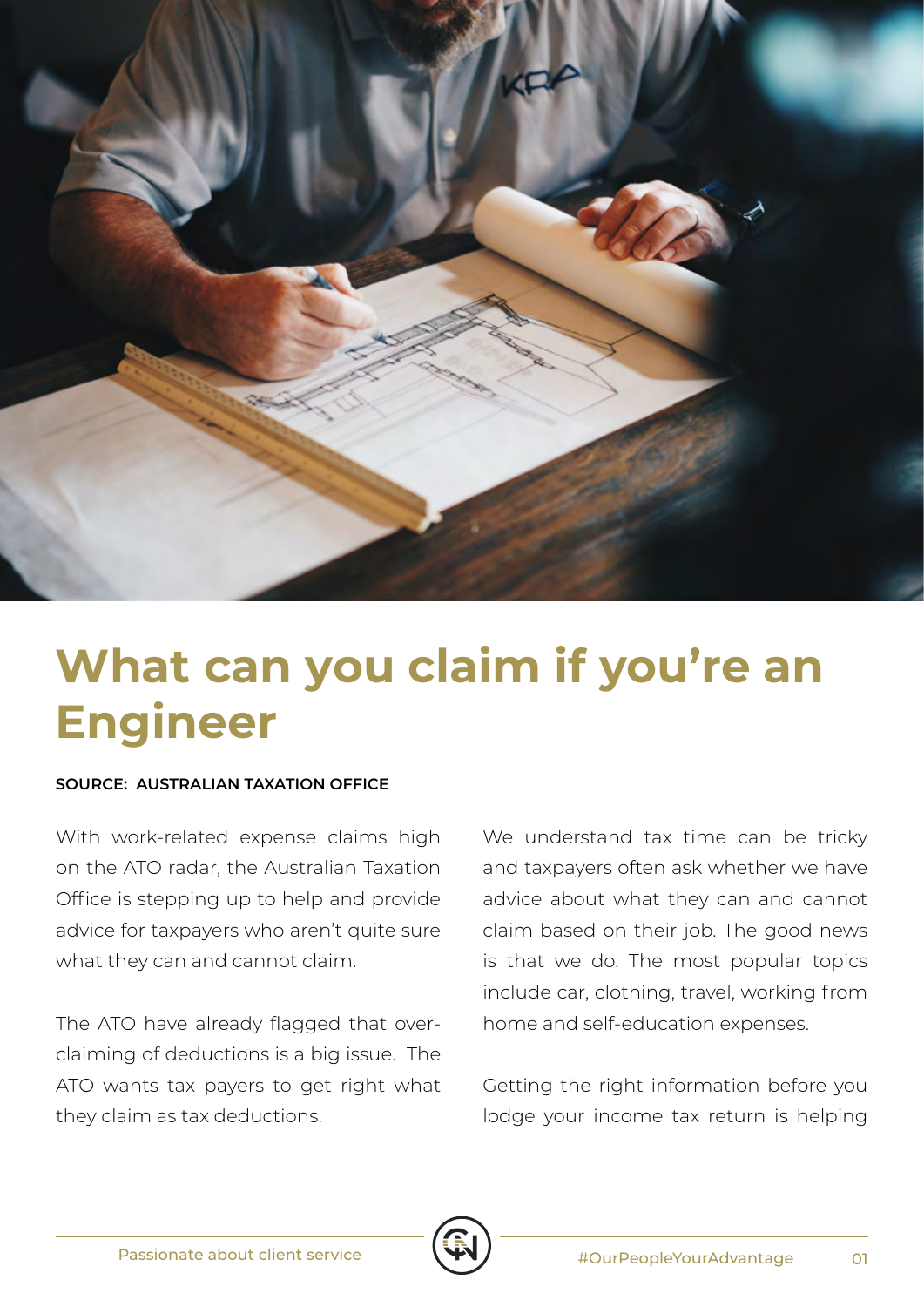# What can you claim if you're an Engineer

**SOURCE: AUSTRALIAN TAXATION OFFICE**

With work-related expense claims high on the ATO radar, the Australian Taxation Office is stepping up to help and provide advice for taxpayers who aren't quite sure what they can and cannot claim.

The ATO have already flagged that over-claiming of deductions is a big issue. The ATO wants tax payers to get right what they claim as tax deductions.

We understand tax time can be tricky and taxpayers often ask whether we have advice about what they can and cannot claim based on their job. The good news is that we do. The most popular topics include car, clothing, travel, working from home and self-education expenses.

Getting the right information before you lodge your income tax return is helping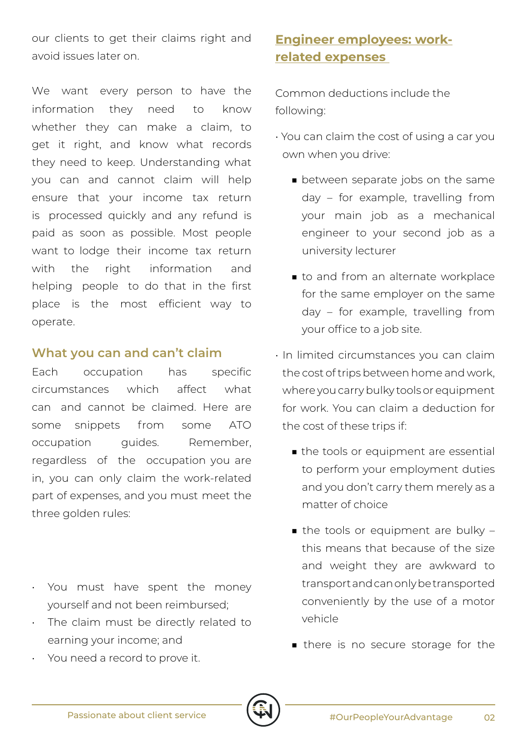our clients to get their claims right and avoid issues later on.

We want every person to have the information they need to know whether they can make a claim, to get it right, and know what records they need to keep. Understanding what you can and cannot claim will help ensure that your income tax return is processed quickly and any refund is paid as soon as possible. Most people want to lodge their income tax return with the right information and helping people to do that in the first place is the most efficient way to operate.

### What you can and can't claim

Each occupation has specific circumstances which affect what can and cannot be claimed. Here are some snippets from some ATO occupation guides. Remember, regardless of the occupation you are in, you can only claim the work-related part of expenses, and you must meet the three golden rules:

- You must have spent the money yourself and not been reimbursed;
- The claim must be directly related to earning your income; and
- You need a record to prove it.

## Engineer employees: work-related expenses

Common deductions include the following:

- You can claim the cost of using a car you own when you drive:
  - between separate jobs on the same day – for example, travelling from your main job as a mechanical engineer to your second job as a university lecturer
  - to and from an alternate workplace for the same employer on the same day – for example, travelling from your office to a job site.
- In limited circumstances you can claim the cost of trips between home and work, where you carry bulky tools or equipment for work. You can claim a deduction for the cost of these trips if:
  - the tools or equipment are essential to perform your employment duties and you don't carry them merely as a matter of choice
  - the tools or equipment are bulky – this means that because of the size and weight they are awkward to transport and can only be transported conveniently by the use of a motor vehicle
  - there is no secure storage for the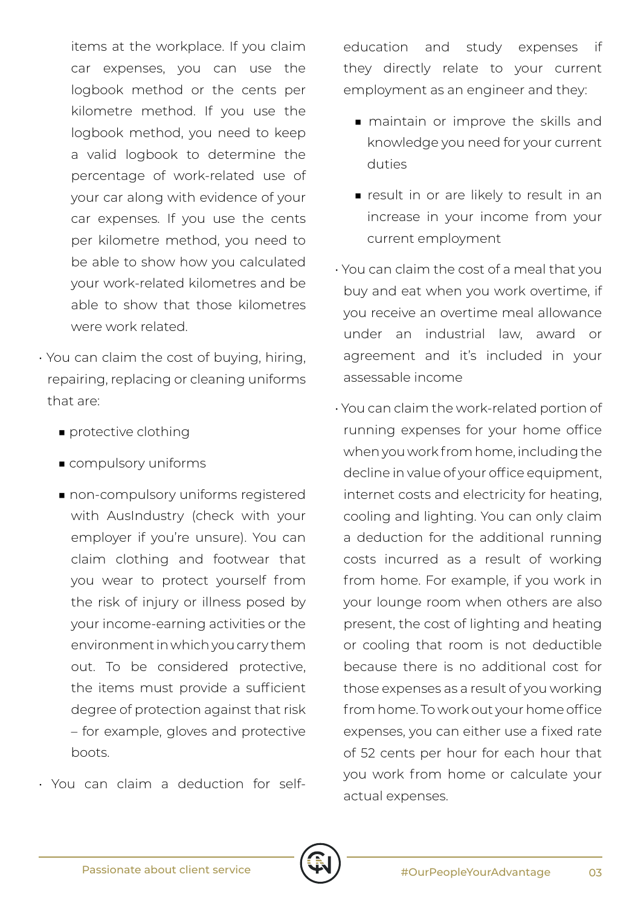items at the workplace. If you claim car expenses, you can use the logbook method or the cents per kilometre method. If you use the logbook method, you need to keep a valid logbook to determine the percentage of work-related use of your car along with evidence of your car expenses. If you use the cents per kilometre method, you need to be able to show how you calculated your work-related kilometres and be able to show that those kilometres were work related.

- You can claim the cost of buying, hiring, repairing, replacing or cleaning uniforms that are:
  - protective clothing
  - compulsory uniforms
  - non-compulsory uniforms registered with AusIndustry (check with your employer if you're unsure). You can claim clothing and footwear that you wear to protect yourself from the risk of injury or illness posed by your income-earning activities or the environment in which you carry them out. To be considered protective, the items must provide a sufficient degree of protection against that risk – for example, gloves and protective boots.
- You can claim a deduction for self-education and study expenses if they directly relate to your current employment as an engineer and they:
  - maintain or improve the skills and knowledge you need for your current duties
  - result in or are likely to result in an increase in your income from your current employment
- You can claim the cost of a meal that you buy and eat when you work overtime, if you receive an overtime meal allowance under an industrial law, award or agreement and it's included in your assessable income
- You can claim the work-related portion of running expenses for your home office when you work from home, including the decline in value of your office equipment, internet costs and electricity for heating, cooling and lighting. You can only claim a deduction for the additional running costs incurred as a result of working from home. For example, if you work in your lounge room when others are also present, the cost of lighting and heating or cooling that room is not deductible because there is no additional cost for those expenses as a result of you working from home. To work out your home office expenses, you can either use a fixed rate of 52 cents per hour for each hour that you work from home or calculate your actual expenses.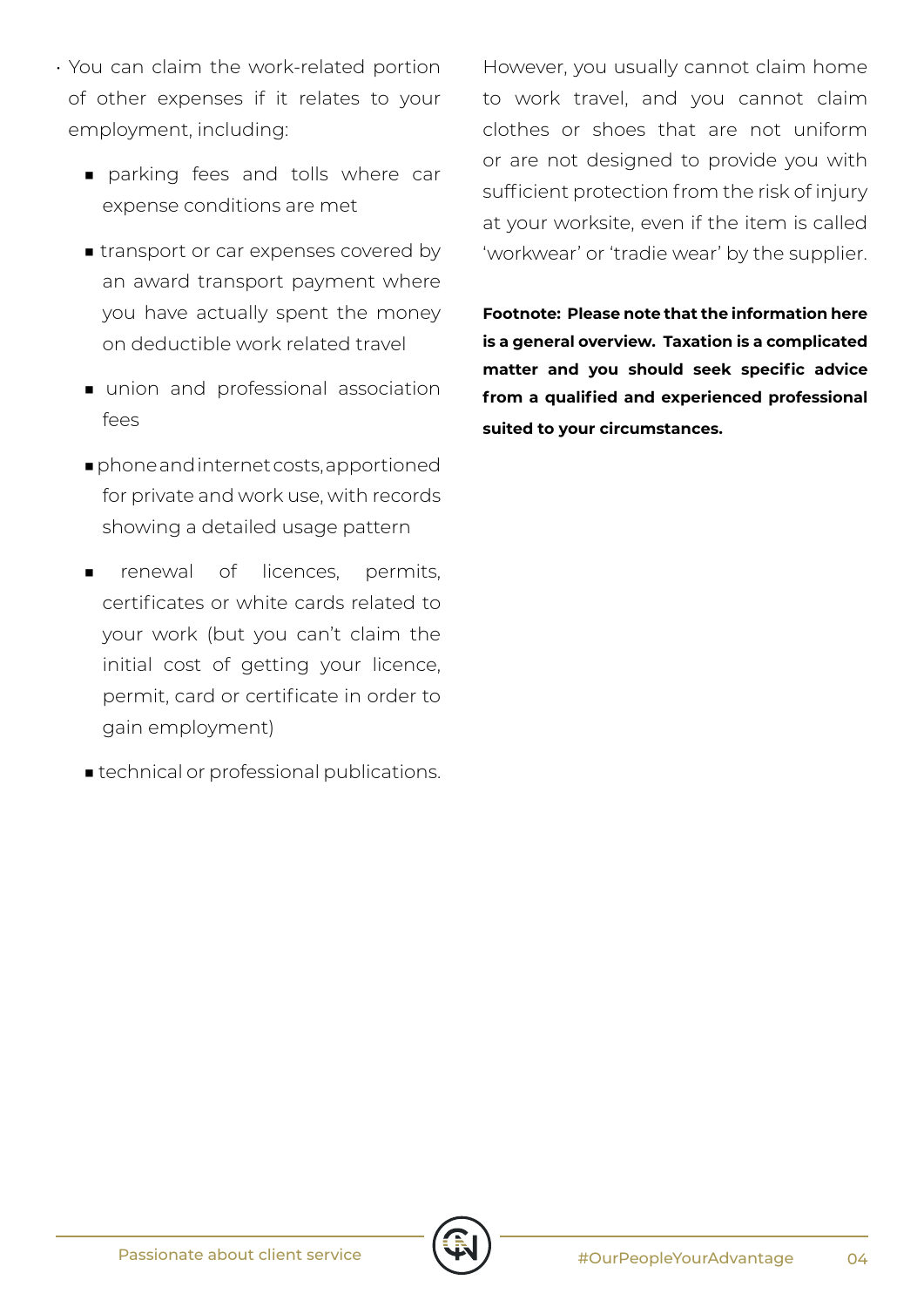- You can claim the work-related portion of other expenses if it relates to your employment, including:
  - parking fees and tolls where car expense conditions are met
  - transport or car expenses covered by an award transport payment where you have actually spent the money on deductible work related travel
  - union and professional association fees
  - phone and internet costs, apportioned for private and work use, with records showing a detailed usage pattern
  - renewal of licences, permits, certificates or white cards related to your work (but you can't claim the initial cost of getting your licence, permit, card or certificate in order to gain employment)
  - technical or professional publications.

However, you usually cannot claim home to work travel, and you cannot claim clothes or shoes that are not uniform or are not designed to provide you with sufficient protection from the risk of injury at your worksite, even if the item is called 'workwear' or 'tradie wear' by the supplier.

**Footnote: Please note that the information here is a general overview. Taxation is a complicated matter and you should seek specific advice from a qualified and experienced professional suited to your circumstances.**